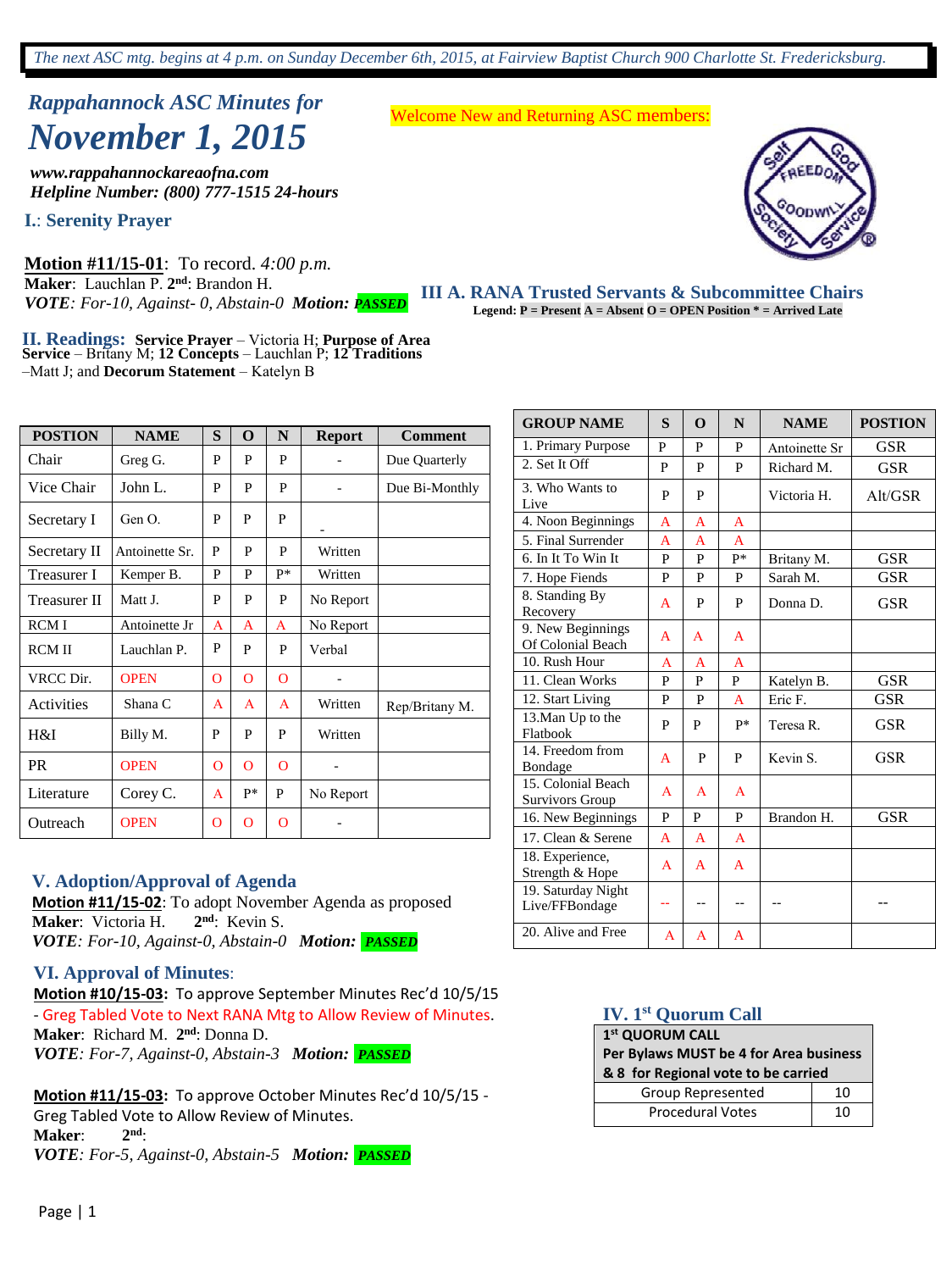*The next ASC mtg. begins at 4 p.m. on Sunday December 6th, 2015, at Fairview Baptist Church 900 Charlotte St. Fredericksburg.*

# *Rappahannock ASC Minutes for November 1, 2015*

Welcome New and Returning ASC members:

***www.rappahannockareaofna.com***
***Helpline Number: (800) 777-1515 24-hours***

## I.: Serenity Prayer

**Motion #11/15-01**: To record. *4:00 p.m.*
**Maker**: Lauchlan P. **2nd**: Brandon H.
***VOTE****: For-10, Against- 0, Abstain-0* ***Motion: PASSED***

## II. Readings:

**Service Prayer** – Victoria H; **Purpose of Area Service** – Britany M; **12 Concepts** – Lauchlan P; **12 Traditions** –Matt J; and **Decorum Statement** – Katelyn B

| POSTION | NAME | S | O | N | Report | Comment |
|---|---|---|---|---|---|---|
| Chair | Greg G. | P | P | P | - | Due Quarterly |
| Vice Chair | John L. | P | P | P | - | Due Bi-Monthly |
| Secretary I | Gen O. | P | P | P | - | |
| Secretary II | Antoinette Sr. | P | P | P | Written | |
| Treasurer I | Kemper B. | P | P | P* | Written | |
| Treasurer II | Matt J. | P | P | P | No Report | |
| RCM I | Antoinette Jr | A | A | A | No Report | |
| RCM II | Lauchlan P. | P | P | P | Verbal | |
| VRCC Dir. | OPEN | O | O | O | - | |
| Activities | Shana C | A | A | A | Written | Rep/Britany M. |
| H&I | Billy M. | P | P | P | Written | |
| PR | OPEN | O | O | O | - | |
| Literature | Corey C. | A | P* | P | No Report | |
| Outreach | OPEN | O | O | O | - | |

## III A. RANA Trusted Servants & Subcommittee Chairs

**Legend: P = Present A = Absent O = OPEN Position * = Arrived Late**

| GROUP NAME | S | O | N | NAME | POSTION |
|---|---|---|---|---|---|
| 1. Primary Purpose | P | P | P | Antoinette Sr | GSR |
| 2. Set It Off | P | P | P | Richard M. | GSR |
| 3. Who Wants to Live | P | P | | Victoria H. | Alt/GSR |
| 4. Noon Beginnings | A | A | A | | |
| 5. Final Surrender | A | A | A | | |
| 6. In It To Win It | P | P | P* | Britany M. | GSR |
| 7. Hope Fiends | P | P | P | Sarah M. | GSR |
| 8. Standing By Recovery | A | P | P | Donna D. | GSR |
| 9. New Beginnings Of Colonial Beach | A | A | A | | |
| 10. Rush Hour | A | A | A | | |
| 11. Clean Works | P | P | P | Katelyn B. | GSR |
| 12. Start Living | P | P | A | Eric F. | GSR |
| 13.Man Up to the Flatbook | P | P | P* | Teresa R. | GSR |
| 14. Freedom from Bondage | A | P | P | Kevin S. | GSR |
| 15. Colonial Beach Survivors Group | A | A | A | | |
| 16. New Beginnings | P | P | P | Brandon H. | GSR |
| 17. Clean & Serene | A | A | A | | |
| 18. Experience, Strength & Hope | A | A | A | | |
| 19. Saturday Night Live/FFBondage | -- | -- | -- | -- | -- |
| 20. Alive and Free | A | A | A | | |

## IV. 1st Quorum Call

| 1st QUORUM CALL Per Bylaws MUST be 4 for Area business & 8 for Regional vote to be carried | |
|---|---|
| Group Represented | 10 |
| Procedural Votes | 10 |

## V. Adoption/Approval of Agenda

**Motion #11/15-02**: To adopt November Agenda as proposed
**Maker**: Victoria H. **2nd**: Kevin S.
***VOTE****: For-10, Against-0, Abstain-0* ***Motion: PASSED***

## VI. Approval of Minutes:

**Motion #10/15-03:** To approve September Minutes Rec'd 10/5/15 - Greg Tabled Vote to Next RANA Mtg to Allow Review of Minutes.
**Maker**: Richard M. **2nd**: Donna D.
***VOTE****: For-7, Against-0, Abstain-3* ***Motion: PASSED***

**Motion #11/15-03:** To approve October Minutes Rec'd 10/5/15 - Greg Tabled Vote to Allow Review of Minutes.
**Maker**: **2nd**:
***VOTE****: For-5, Against-0, Abstain-5* ***Motion: PASSED***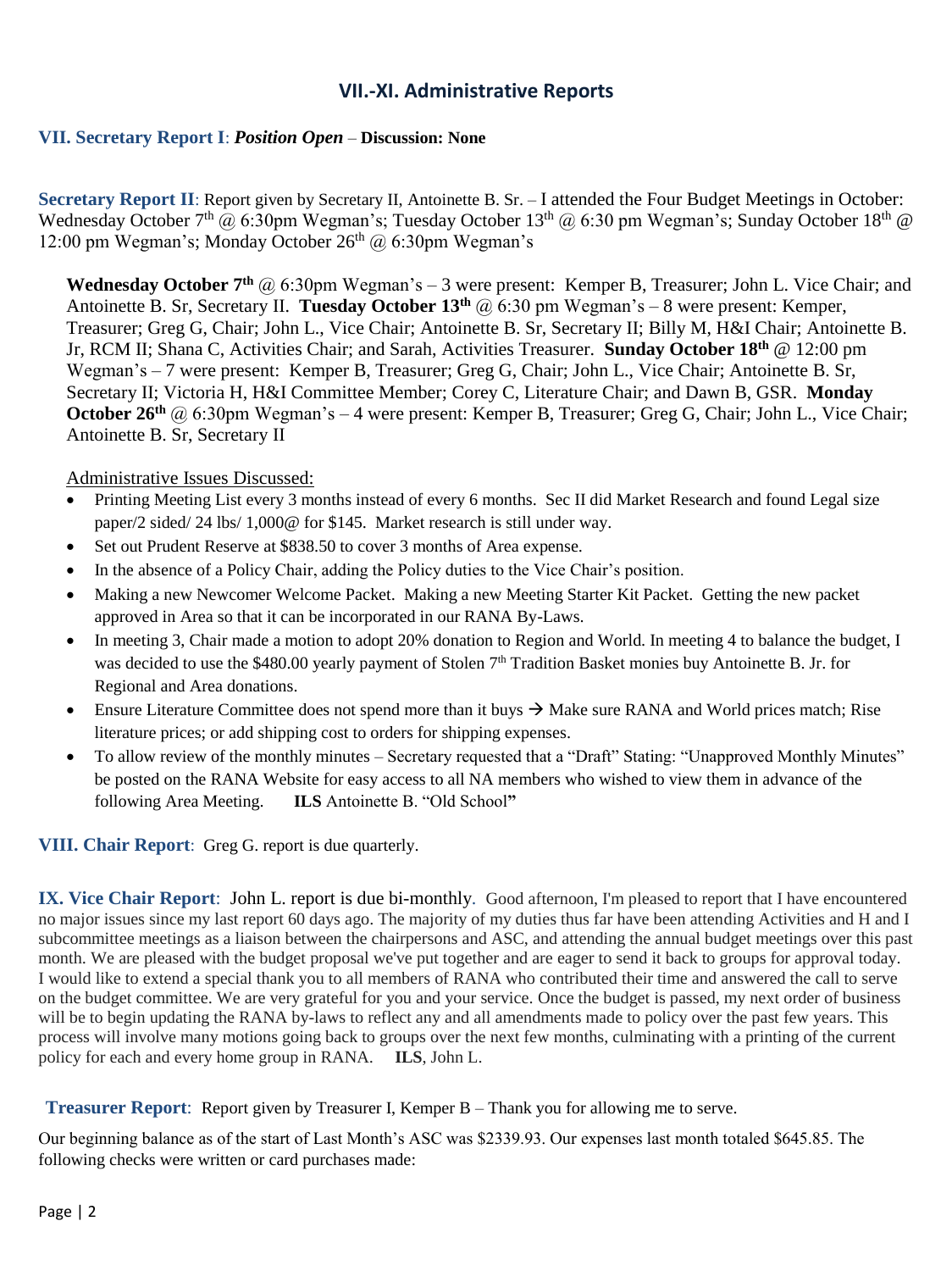## VII.-XI. Administrative Reports

**VII. Secretary Report I**: ***Position Open*** – **Discussion: None**

**Secretary Report II**: Report given by Secretary II, Antoinette B. Sr. – I attended the Four Budget Meetings in October: Wednesday October 7th @ 6:30pm Wegman's; Tuesday October 13th @ 6:30 pm Wegman's; Sunday October 18th @ 12:00 pm Wegman's; Monday October 26th @ 6:30pm Wegman's

**Wednesday October 7th** @ 6:30pm Wegman's – 3 were present: Kemper B, Treasurer; John L. Vice Chair; and Antoinette B. Sr, Secretary II. **Tuesday October 13th** @ 6:30 pm Wegman's – 8 were present: Kemper, Treasurer; Greg G, Chair; John L., Vice Chair; Antoinette B. Sr, Secretary II; Billy M, H&I Chair; Antoinette B. Jr, RCM II; Shana C, Activities Chair; and Sarah, Activities Treasurer. **Sunday October 18th** @ 12:00 pm Wegman's – 7 were present: Kemper B, Treasurer; Greg G, Chair; John L., Vice Chair; Antoinette B. Sr, Secretary II; Victoria H, H&I Committee Member; Corey C, Literature Chair; and Dawn B, GSR. **Monday October 26th** @ 6:30pm Wegman's – 4 were present: Kemper B, Treasurer; Greg G, Chair; John L., Vice Chair; Antoinette B. Sr, Secretary II

Administrative Issues Discussed:

- Printing Meeting List every 3 months instead of every 6 months. Sec II did Market Research and found Legal size paper/2 sided/ 24 lbs/ 1,000@ for $145. Market research is still under way.
- Set out Prudent Reserve at $838.50 to cover 3 months of Area expense.
- In the absence of a Policy Chair, adding the Policy duties to the Vice Chair's position.
- Making a new Newcomer Welcome Packet. Making a new Meeting Starter Kit Packet. Getting the new packet approved in Area so that it can be incorporated in our RANA By-Laws.
- In meeting 3, Chair made a motion to adopt 20% donation to Region and World. In meeting 4 to balance the budget, I was decided to use the $480.00 yearly payment of Stolen 7th Tradition Basket monies buy Antoinette B. Jr. for Regional and Area donations.
- Ensure Literature Committee does not spend more than it buys → Make sure RANA and World prices match; Rise literature prices; or add shipping cost to orders for shipping expenses.
- To allow review of the monthly minutes – Secretary requested that a "Draft" Stating: "Unapproved Monthly Minutes" be posted on the RANA Website for easy access to all NA members who wished to view them in advance of the following Area Meeting. **ILS** Antoinette B. "Old School**"**

**VIII. Chair Report**: Greg G. report is due quarterly.

**IX. Vice Chair Report**: John L. report is due bi-monthly. Good afternoon, I'm pleased to report that I have encountered no major issues since my last report 60 days ago. The majority of my duties thus far have been attending Activities and H and I subcommittee meetings as a liaison between the chairpersons and ASC, and attending the annual budget meetings over this past month. We are pleased with the budget proposal we've put together and are eager to send it back to groups for approval today. I would like to extend a special thank you to all members of RANA who contributed their time and answered the call to serve on the budget committee. We are very grateful for you and your service. Once the budget is passed, my next order of business will be to begin updating the RANA by-laws to reflect any and all amendments made to policy over the past few years. This process will involve many motions going back to groups over the next few months, culminating with a printing of the current policy for each and every home group in RANA. **ILS**, John L.

**Treasurer Report**: Report given by Treasurer I, Kemper B – Thank you for allowing me to serve.

Our beginning balance as of the start of Last Month's ASC was $2339.93. Our expenses last month totaled $645.85. The following checks were written or card purchases made: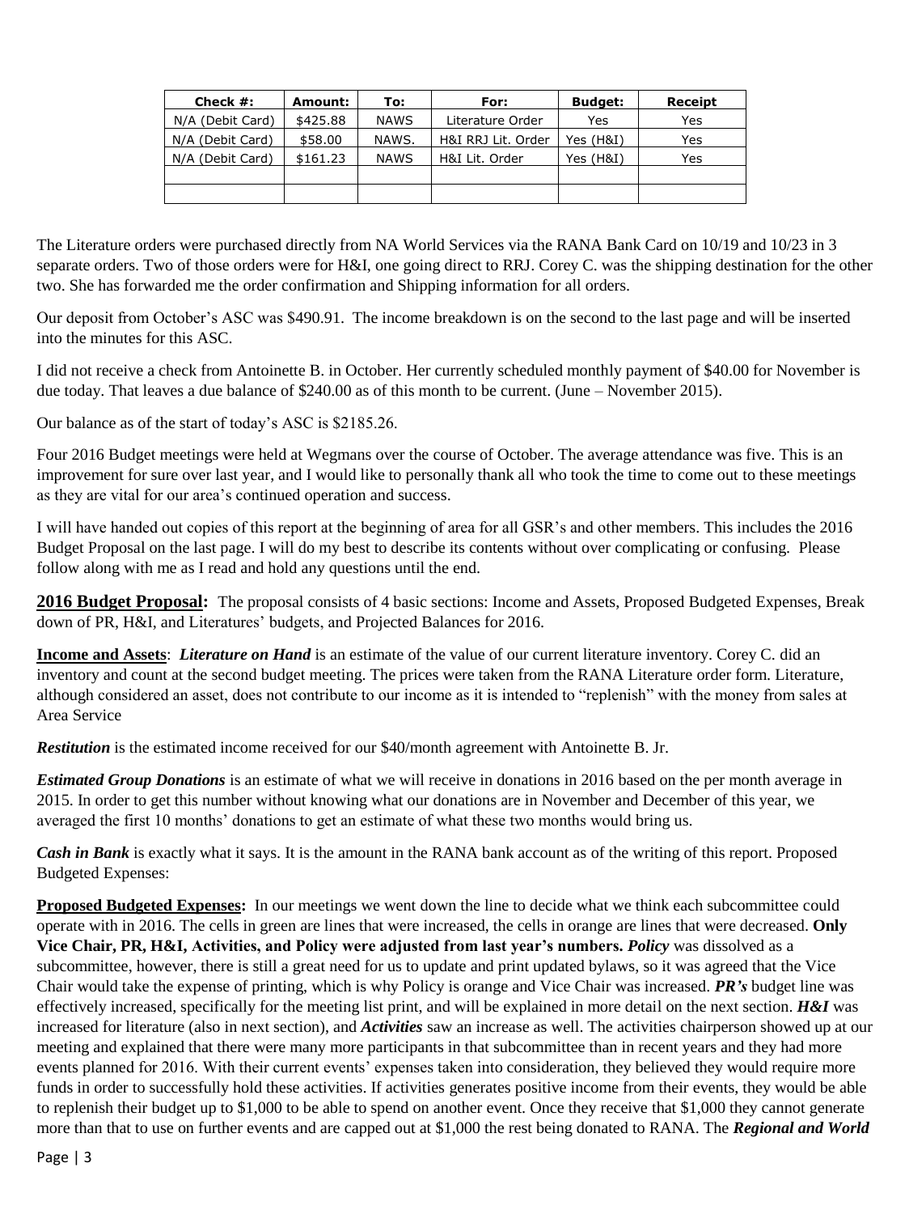| Check #: | Amount: | To: | For: | Budget: | Receipt |
|---|---|---|---|---|---|
| N/A (Debit Card) | $425.88 | NAWS | Literature Order | Yes | Yes |
| N/A (Debit Card) | $58.00 | NAWS. | H&I RRJ Lit. Order | Yes (H&I) | Yes |
| N/A (Debit Card) | $161.23 | NAWS | H&I Lit. Order | Yes (H&I) | Yes |
| | | | | | |
| | | | | | |

The Literature orders were purchased directly from NA World Services via the RANA Bank Card on 10/19 and 10/23 in 3 separate orders. Two of those orders were for H&I, one going direct to RRJ. Corey C. was the shipping destination for the other two. She has forwarded me the order confirmation and Shipping information for all orders.

Our deposit from October's ASC was $490.91. The income breakdown is on the second to the last page and will be inserted into the minutes for this ASC.

I did not receive a check from Antoinette B. in October. Her currently scheduled monthly payment of $40.00 for November is due today. That leaves a due balance of $240.00 as of this month to be current. (June – November 2015).

Our balance as of the start of today's ASC is $2185.26.

Four 2016 Budget meetings were held at Wegmans over the course of October. The average attendance was five. This is an improvement for sure over last year, and I would like to personally thank all who took the time to come out to these meetings as they are vital for our area's continued operation and success.

I will have handed out copies of this report at the beginning of area for all GSR's and other members. This includes the 2016 Budget Proposal on the last page. I will do my best to describe its contents without over complicating or confusing. Please follow along with me as I read and hold any questions until the end.

**2016 Budget Proposal:** The proposal consists of 4 basic sections: Income and Assets, Proposed Budgeted Expenses, Break down of PR, H&I, and Literatures' budgets, and Projected Balances for 2016.

**Income and Assets**: ***Literature on Hand*** is an estimate of the value of our current literature inventory. Corey C. did an inventory and count at the second budget meeting. The prices were taken from the RANA Literature order form. Literature, although considered an asset, does not contribute to our income as it is intended to "replenish" with the money from sales at Area Service

***Restitution*** is the estimated income received for our $40/month agreement with Antoinette B. Jr.

***Estimated Group Donations*** is an estimate of what we will receive in donations in 2016 based on the per month average in 2015. In order to get this number without knowing what our donations are in November and December of this year, we averaged the first 10 months' donations to get an estimate of what these two months would bring us.

***Cash in Bank*** is exactly what it says. It is the amount in the RANA bank account as of the writing of this report. Proposed Budgeted Expenses:

**Proposed Budgeted Expenses:** In our meetings we went down the line to decide what we think each subcommittee could operate with in 2016. The cells in green are lines that were increased, the cells in orange are lines that were decreased. **Only Vice Chair, PR, H&I, Activities, and Policy were adjusted from last year's numbers.** ***Policy*** was dissolved as a subcommittee, however, there is still a great need for us to update and print updated bylaws, so it was agreed that the Vice Chair would take the expense of printing, which is why Policy is orange and Vice Chair was increased. ***PR's*** budget line was effectively increased, specifically for the meeting list print, and will be explained in more detail on the next section. ***H&I*** was increased for literature (also in next section), and ***Activities*** saw an increase as well. The activities chairperson showed up at our meeting and explained that there were many more participants in that subcommittee than in recent years and they had more events planned for 2016. With their current events' expenses taken into consideration, they believed they would require more funds in order to successfully hold these activities. If activities generates positive income from their events, they would be able to replenish their budget up to $1,000 to be able to spend on another event. Once they receive that $1,000 they cannot generate more than that to use on further events and are capped out at $1,000 the rest being donated to RANA. The ***Regional and World***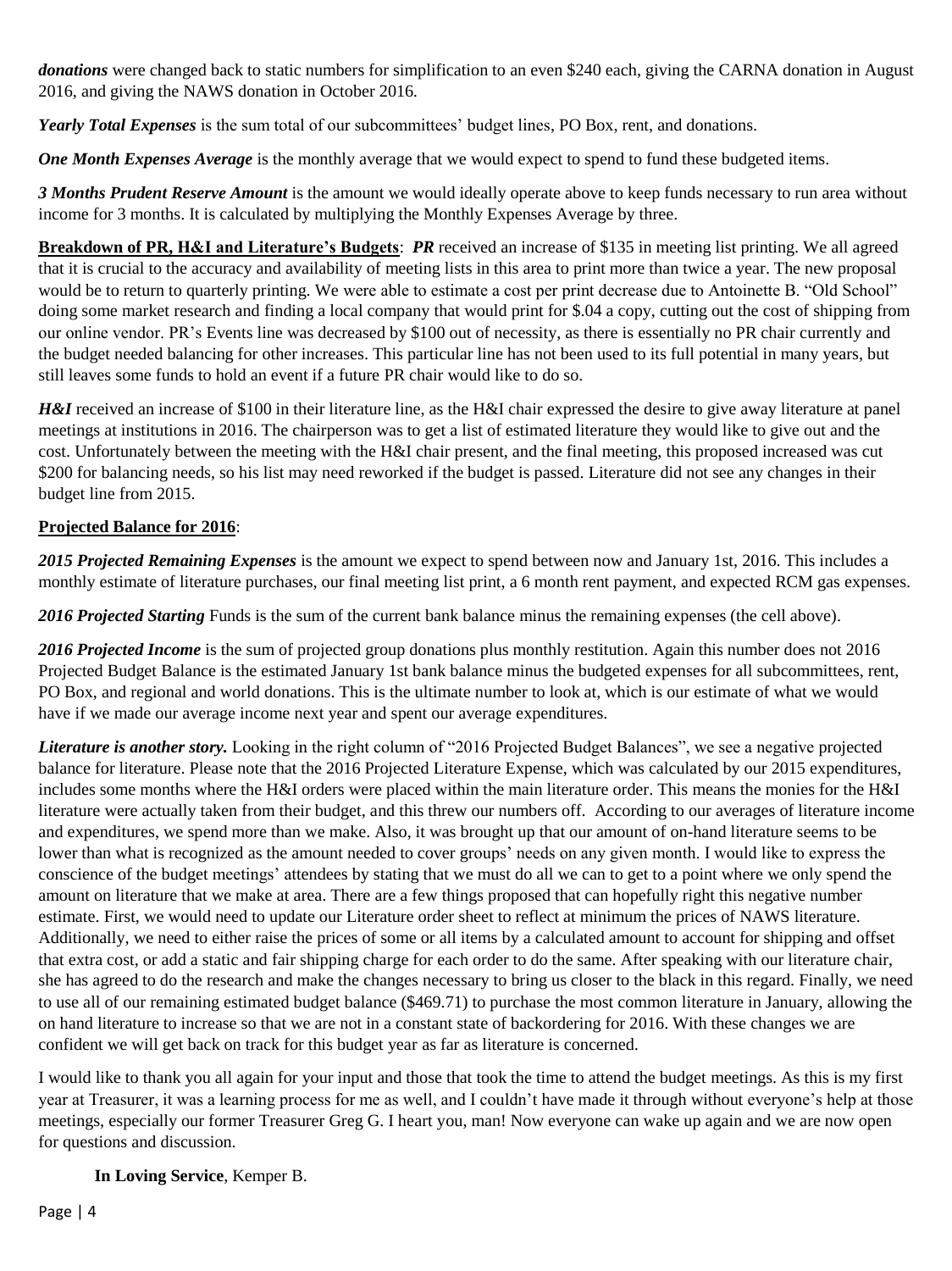***donations*** were changed back to static numbers for simplification to an even $240 each, giving the CARNA donation in August 2016, and giving the NAWS donation in October 2016.

***Yearly Total Expenses*** is the sum total of our subcommittees' budget lines, PO Box, rent, and donations.

***One Month Expenses Average*** is the monthly average that we would expect to spend to fund these budgeted items.

***3 Months Prudent Reserve Amount*** is the amount we would ideally operate above to keep funds necessary to run area without income for 3 months. It is calculated by multiplying the Monthly Expenses Average by three.

**Breakdown of PR, H&I and Literature's Budgets**: ***PR*** received an increase of $135 in meeting list printing. We all agreed that it is crucial to the accuracy and availability of meeting lists in this area to print more than twice a year. The new proposal would be to return to quarterly printing. We were able to estimate a cost per print decrease due to Antoinette B. "Old School" doing some market research and finding a local company that would print for $.04 a copy, cutting out the cost of shipping from our online vendor. PR's Events line was decreased by $100 out of necessity, as there is essentially no PR chair currently and the budget needed balancing for other increases. This particular line has not been used to its full potential in many years, but still leaves some funds to hold an event if a future PR chair would like to do so.

***H&I*** received an increase of $100 in their literature line, as the H&I chair expressed the desire to give away literature at panel meetings at institutions in 2016. The chairperson was to get a list of estimated literature they would like to give out and the cost. Unfortunately between the meeting with the H&I chair present, and the final meeting, this proposed increased was cut $200 for balancing needs, so his list may need reworked if the budget is passed. Literature did not see any changes in their budget line from 2015.

**Projected Balance for 2016**:

***2015 Projected Remaining Expenses*** is the amount we expect to spend between now and January 1st, 2016. This includes a monthly estimate of literature purchases, our final meeting list print, a 6 month rent payment, and expected RCM gas expenses.

***2016 Projected Starting*** Funds is the sum of the current bank balance minus the remaining expenses (the cell above).

***2016 Projected Income*** is the sum of projected group donations plus monthly restitution. Again this number does not 2016 Projected Budget Balance is the estimated January 1st bank balance minus the budgeted expenses for all subcommittees, rent, PO Box, and regional and world donations. This is the ultimate number to look at, which is our estimate of what we would have if we made our average income next year and spent our average expenditures.

***Literature is another story.*** Looking in the right column of "2016 Projected Budget Balances", we see a negative projected balance for literature. Please note that the 2016 Projected Literature Expense, which was calculated by our 2015 expenditures, includes some months where the H&I orders were placed within the main literature order. This means the monies for the H&I literature were actually taken from their budget, and this threw our numbers off. According to our averages of literature income and expenditures, we spend more than we make. Also, it was brought up that our amount of on-hand literature seems to be lower than what is recognized as the amount needed to cover groups' needs on any given month. I would like to express the conscience of the budget meetings' attendees by stating that we must do all we can to get to a point where we only spend the amount on literature that we make at area. There are a few things proposed that can hopefully right this negative number estimate. First, we would need to update our Literature order sheet to reflect at minimum the prices of NAWS literature. Additionally, we need to either raise the prices of some or all items by a calculated amount to account for shipping and offset that extra cost, or add a static and fair shipping charge for each order to do the same. After speaking with our literature chair, she has agreed to do the research and make the changes necessary to bring us closer to the black in this regard. Finally, we need to use all of our remaining estimated budget balance ($469.71) to purchase the most common literature in January, allowing the on hand literature to increase so that we are not in a constant state of backordering for 2016. With these changes we are confident we will get back on track for this budget year as far as literature is concerned.

I would like to thank you all again for your input and those that took the time to attend the budget meetings. As this is my first year at Treasurer, it was a learning process for me as well, and I couldn't have made it through without everyone's help at those meetings, especially our former Treasurer Greg G. I heart you, man! Now everyone can wake up again and we are now open for questions and discussion.

**In Loving Service**, Kemper B.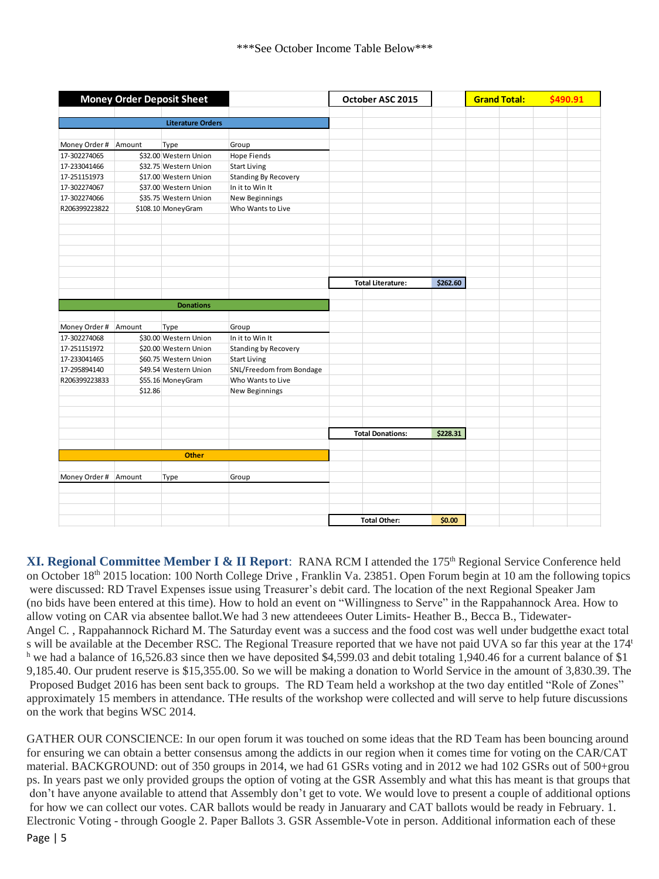***See October Income Table Below***

| Money Order Deposit Sheet | | | | October ASC 2015 | | Grand Total: | $490.91 |
|---|---|---|---|---|---|---|---|
| **Literature Orders** | | | | | | | |
| Money Order # | Amount | Type | Group | | | | |
| 17-302274065 | $32.00 | Western Union | Hope Fiends | | | | |
| 17-233041466 | $32.75 | Western Union | Start Living | | | | |
| 17-251151973 | $17.00 | Western Union | Standing By Recovery | | | | |
| 17-302274067 | $37.00 | Western Union | In it to Win It | | | | |
| 17-302274066 | $35.75 | Western Union | New Beginnings | | | | |
| R206399223822 | $108.10 | MoneyGram | Who Wants to Live | | | | |
| | | | | Total Literature: | $262.60 | | |
| **Donations** | | | | | | | |
| Money Order # | Amount | Type | Group | | | | |
| 17-302274068 | $30.00 | Western Union | In it to Win It | | | | |
| 17-251151972 | $20.00 | Western Union | Standing by Recovery | | | | |
| 17-233041465 | $60.75 | Western Union | Start Living | | | | |
| 17-295894140 | $49.54 | Western Union | SNL/Freedom from Bondage | | | | |
| R206399223833 | $55.16 | MoneyGram | Who Wants to Live | | | | |
| | $12.86 | | New Beginnings | | | | |
| | | | | Total Donations: | $228.31 | | |
| **Other** | | | | | | | |
| Money Order # | Amount | Type | Group | | | | |
| | | | | Total Other: | $0.00 | | |

**XI. Regional Committee Member I & II Report**: RANA RCM I attended the 175th Regional Service Conference held on October 18th 2015 location: 100 North College Drive , Franklin Va. 23851. Open Forum begin at 10 am the following topics were discussed: RD Travel Expenses issue using Treasurer's debit card. The location of the next Regional Speaker Jam (no bids have been entered at this time). How to hold an event on "Willingness to Serve" in the Rappahannock Area. How to allow voting on CAR via absentee ballot.We had 3 new attendeees Outer Limits- Heather B., Becca B., Tidewater-Angel C. , Rappahannock Richard M. The Saturday event was a success and the food cost was well under budgetthe exact totals will be available at the December RSC. The Regional Treasure reported that we have not paid UVA so far this year at the 174th we had a balance of 16,526.83 since then we have deposited $4,599.03 and debit totaling 1,940.46 for a current balance of $19,185.40. Our prudent reserve is $15,355.00. So we will be making a donation to World Service in the amount of 3,830.39. The Proposed Budget 2016 has been sent back to groups. The RD Team held a workshop at the two day entitled "Role of Zones" approximately 15 members in attendance. THe results of the workshop were collected and will serve to help future discussions on the work that begins WSC 2014.

GATHER OUR CONSCIENCE: In our open forum it was touched on some ideas that the RD Team has been bouncing around for ensuring we can obtain a better consensus among the addicts in our region when it comes time for voting on the CAR/CAT material. BACKGROUND: out of 350 groups in 2014, we had 61 GSRs voting and in 2012 we had 102 GSRs out of 500+groups. In years past we only provided groups the option of voting at the GSR Assembly and what this has meant is that groups that don't have anyone available to attend that Assembly don't get to vote. We would love to present a couple of additional options for how we can collect our votes. CAR ballots would be ready in Januaray and CAT ballots would be ready in February. 1. Electronic Voting - through Google 2. Paper Ballots 3. GSR Assemble-Vote in person. Additional information each of these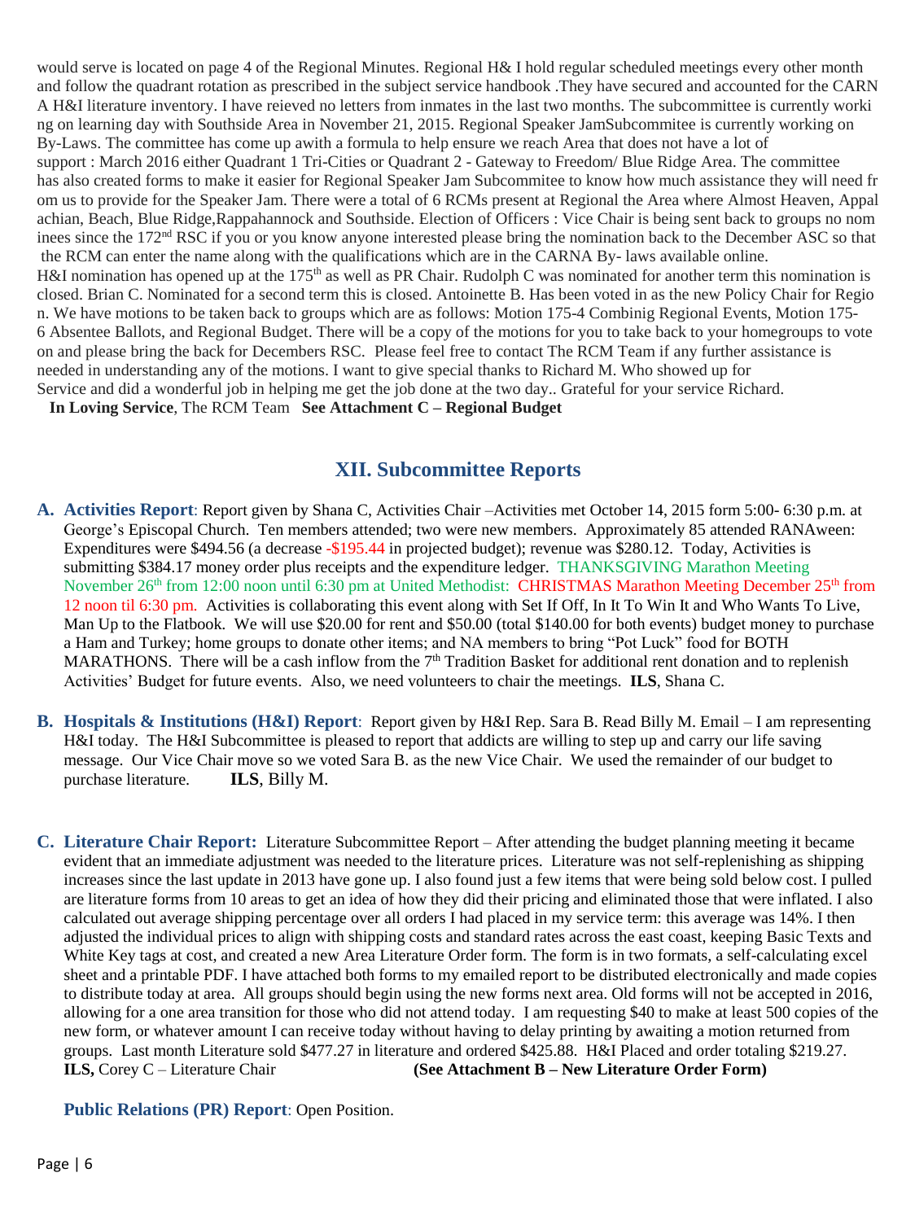would serve is located on page 4 of the Regional Minutes. Regional H& I hold regular scheduled meetings every other month and follow the quadrant rotation as prescribed in the subject service handbook .They have secured and accounted for the CARN A H&I literature inventory. I have reieved no letters from inmates in the last two months. The subcommittee is currently working on learning day with Southside Area in November 21, 2015. Regional Speaker JamSubcommitee is currently working on By-Laws. The committee has come up awith a formula to help ensure we reach Area that does not have a lot of support : March 2016 either Quadrant 1 Tri-Cities or Quadrant 2 - Gateway to Freedom/ Blue Ridge Area. The committee has also created forms to make it easier for Regional Speaker Jam Subcommitee to know how much assistance they will need from us to provide for the Speaker Jam. There were a total of 6 RCMs present at Regional the Area where Almost Heaven, Appalachian, Beach, Blue Ridge,Rappahannock and Southside. Election of Officers : Vice Chair is being sent back to groups no nominees since the 172nd RSC if you or you know anyone interested please bring the nomination back to the December ASC so that the RCM can enter the name along with the qualifications which are in the CARNA By- laws available online.
H&I nomination has opened up at the 175th as well as PR Chair. Rudolph C was nominated for another term this nomination is closed. Brian C. Nominated for a second term this is closed. Antoinette B. Has been voted in as the new Policy Chair for Region. We have motions to be taken back to groups which are as follows: Motion 175-4 Combinig Regional Events, Motion 175-6 Absentee Ballots, and Regional Budget. There will be a copy of the motions for you to take back to your homegroups to vote on and please bring the back for Decembers RSC. Please feel free to contact The RCM Team if any further assistance is needed in understanding any of the motions. I want to give special thanks to Richard M. Who showed up for Service and did a wonderful job in helping me get the job done at the two day.. Grateful for your service Richard.
**In Loving Service**, The RCM Team **See Attachment C – Regional Budget**

## XII. Subcommittee Reports

**A. Activities Report**: Report given by Shana C, Activities Chair –Activities met October 14, 2015 form 5:00- 6:30 p.m. at George's Episcopal Church. Ten members attended; two were new members. Approximately 85 attended RANAween: Expenditures were $494.56 (a decrease -$195.44 in projected budget); revenue was $280.12. Today, Activities is submitting $384.17 money order plus receipts and the expenditure ledger. THANKSGIVING Marathon Meeting November 26th from 12:00 noon until 6:30 pm at United Methodist: CHRISTMAS Marathon Meeting December 25th from 12 noon til 6:30 pm. Activities is collaborating this event along with Set If Off, In It To Win It and Who Wants To Live, Man Up to the Flatbook. We will use $20.00 for rent and $50.00 (total $140.00 for both events) budget money to purchase a Ham and Turkey; home groups to donate other items; and NA members to bring "Pot Luck" food for BOTH MARATHONS. There will be a cash inflow from the 7th Tradition Basket for additional rent donation and to replenish Activities' Budget for future events. Also, we need volunteers to chair the meetings. **ILS**, Shana C.

**B. Hospitals & Institutions (H&I) Report**: Report given by H&I Rep. Sara B. Read Billy M. Email – I am representing H&I today. The H&I Subcommittee is pleased to report that addicts are willing to step up and carry our life saving message. Our Vice Chair move so we voted Sara B. as the new Vice Chair. We used the remainder of our budget to purchase literature. **ILS**, Billy M.

**C. Literature Chair Report:** Literature Subcommittee Report – After attending the budget planning meeting it became evident that an immediate adjustment was needed to the literature prices. Literature was not self-replenishing as shipping increases since the last update in 2013 have gone up. I also found just a few items that were being sold below cost. I pulled are literature forms from 10 areas to get an idea of how they did their pricing and eliminated those that were inflated. I also calculated out average shipping percentage over all orders I had placed in my service term: this average was 14%. I then adjusted the individual prices to align with shipping costs and standard rates across the east coast, keeping Basic Texts and White Key tags at cost, and created a new Area Literature Order form. The form is in two formats, a self-calculating excel sheet and a printable PDF. I have attached both forms to my emailed report to be distributed electronically and made copies to distribute today at area. All groups should begin using the new forms next area. Old forms will not be accepted in 2016, allowing for a one area transition for those who did not attend today. I am requesting $40 to make at least 500 copies of the new form, or whatever amount I can receive today without having to delay printing by awaiting a motion returned from groups. Last month Literature sold $477.27 in literature and ordered $425.88. H&I Placed and order totaling $219.27.
**ILS,** Corey C – Literature Chair **(See Attachment B – New Literature Order Form)**

**Public Relations (PR) Report**: Open Position.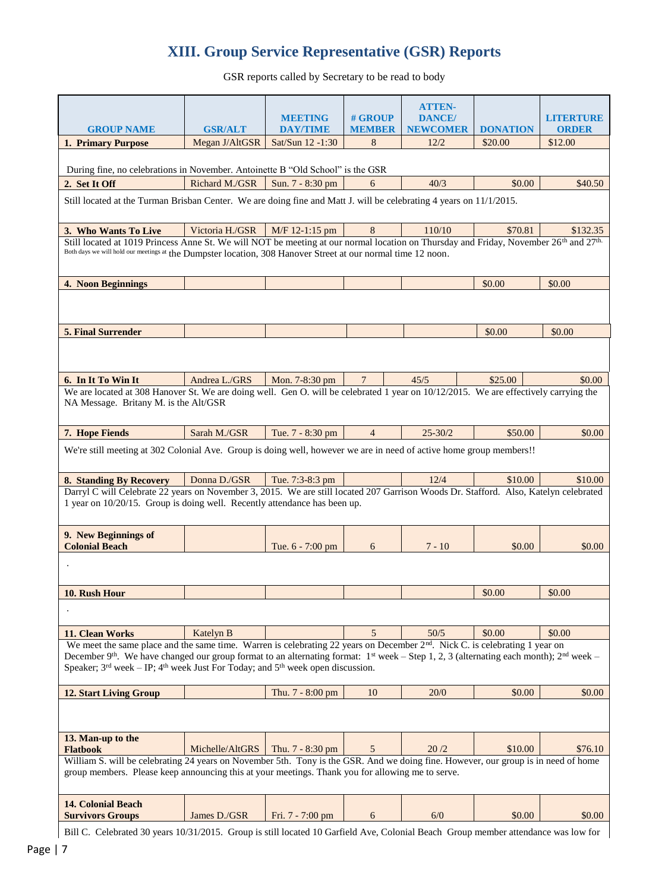# XIII. Group Service Representative (GSR) Reports

GSR reports called by Secretary to be read to body

| GROUP NAME | GSR/ALT | MEETING DAY/TIME | # GROUP MEMBER | ATTEN-DANCE/ NEWCOMER | DONATION | LITERTURE ORDER |
|---|---|---|---|---|---|---|
| **1. Primary Purpose** | Megan J/AltGSR | Sat/Sun 12 -1:30 | 8 | 12/2 | $20.00 | $12.00 |
| During fine, no celebrations in November. Antoinette B "Old School" is the GSR | | | | | | |
| **2. Set It Off** | Richard M./GSR | Sun. 7 - 8:30 pm | 6 | 40/3 | $0.00 | $40.50 |
| Still located at the Turman Brisban Center. We are doing fine and Matt J. will be celebrating 4 years on 11/1/2015. | | | | | | |
| **3. Who Wants To Live** | Victoria H./GSR | M/F 12-1:15 pm | 8 | 110/10 | $70.81 | $132.35 |
| Still located at 1019 Princess Anne St. We will NOT be meeting at our normal location on Thursday and Friday, November 26th and 27th. Both days we will hold our meetings at the Dumpster location, 308 Hanover Street at our normal time 12 noon. | | | | | | |
| **4. Noon Beginnings** | | | | | $0.00 | $0.00 |
| | | | | | | |
| **5. Final Surrender** | | | | | $0.00 | $0.00 |
| | | | | | | |
| **6. In It To Win It** | Andrea L./GRS | Mon. 7-8:30 pm | 7 | 45/5 | $25.00 | $0.00 |
| We are located at 308 Hanover St. We are doing well. Gen O. will be celebrated 1 year on 10/12/2015. We are effectively carrying the NA Message. Britany M. is the Alt/GSR | | | | | | |
| **7. Hope Fiends** | Sarah M./GSR | Tue. 7 - 8:30 pm | 4 | 25-30/2 | $50.00 | $0.00 |
| We're still meeting at 302 Colonial Ave. Group is doing well, however we are in need of active home group members!! | | | | | | |
| **8. Standing By Recovery** | Donna D./GSR | Tue. 7:3-8:3 pm | | 12/4 | $10.00 | $10.00 |
| Darryl C will Celebrate 22 years on November 3, 2015. We are still located 207 Garrison Woods Dr. Stafford. Also, Katelyn celebrated 1 year on 10/20/15. Group is doing well. Recently attendance has been up. | | | | | | |
| **9. New Beginnings of Colonial Beach** | | Tue. 6 - 7:00 pm | 6 | 7 - 10 | $0.00 | $0.00 |
| . | | | | | | |
| **10. Rush Hour** | | | | | $0.00 | $0.00 |
| . | | | | | | |
| **11. Clean Works** | Katelyn B | | 5 | 50/5 | $0.00 | $0.00 |
| We meet the same place and the same time. Warren is celebrating 22 years on December 2nd. Nick C. is celebrating 1 year on December 9th. We have changed our group format to an alternating format: 1st week – Step 1, 2, 3 (alternating each month); 2nd week – Speaker; 3rd week – IP; 4th week Just For Today; and 5th week open discussion. | | | | | | |
| **12. Start Living Group** | | Thu. 7 - 8:00 pm | 10 | 20/0 | $0.00 | $0.00 |
| | | | | | | |
| **13. Man-up to the Flatbook** | Michelle/AltGRS | Thu. 7 - 8:30 pm | 5 | 20 /2 | $10.00 | $76.10 |
| William S. will be celebrating 24 years on November 5th. Tony is the GSR. And we doing fine. However, our group is in need of home group members. Please keep announcing this at your meetings. Thank you for allowing me to serve. | | | | | | |
| **14. Colonial Beach Survivors Groups** | James D./GSR | Fri. 7 - 7:00 pm | 6 | 6/0 | $0.00 | $0.00 |
| Bill C. Celebrated 30 years 10/31/2015. Group is still located 10 Garfield Ave, Colonial Beach Group member attendance was low for | | | | | | |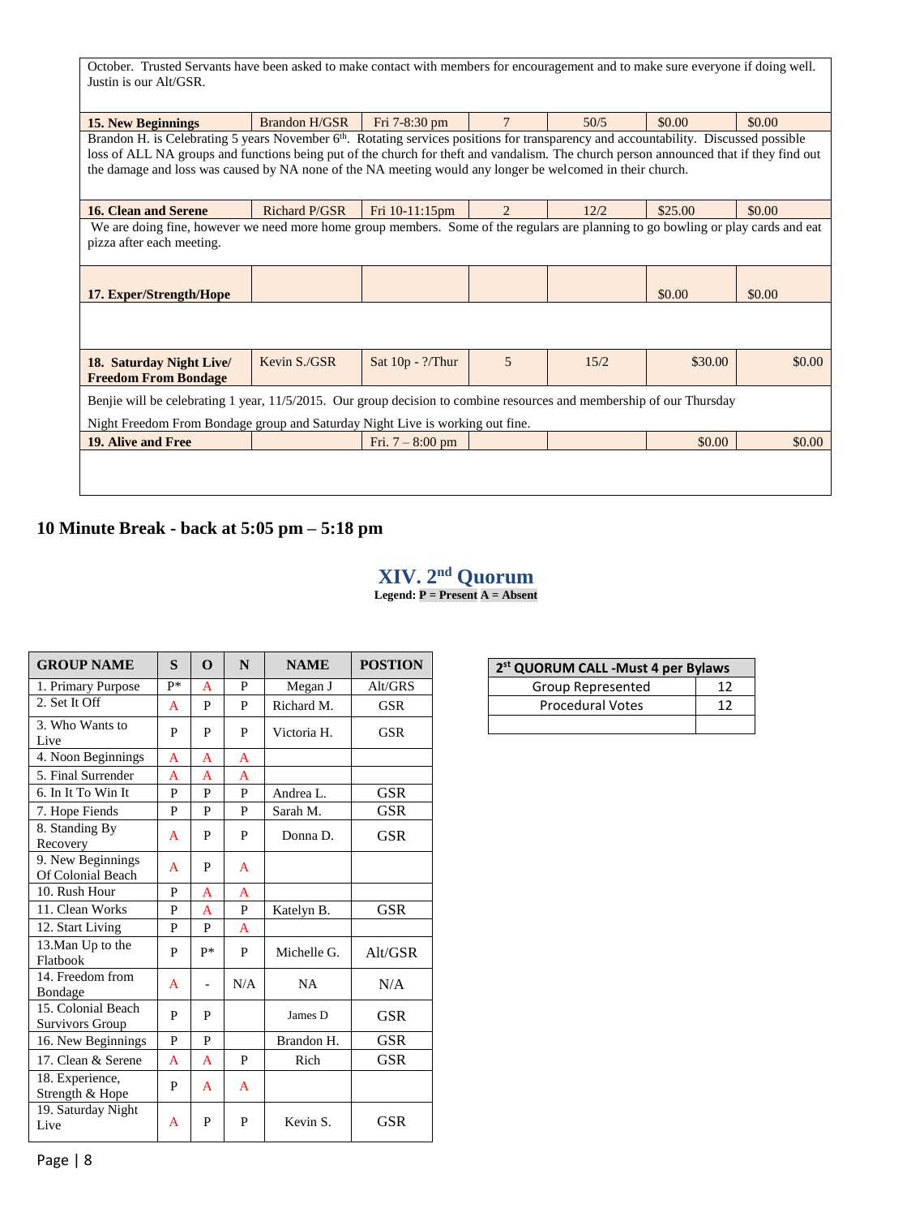| | | | | | | |
|---|---|---|---|---|---|---|
| October. Trusted Servants have been asked to make contact with members for encouragement and to make sure everyone if doing well. Justin is our Alt/GSR. | | | | | | |
| **15. New Beginnings** | Brandon H/GSR | Fri 7-8:30 pm | 7 | 50/5 | $0.00 | $0.00 |
| Brandon H. is Celebrating 5 years November 6th. Rotating services positions for transparency and accountability. Discussed possible loss of ALL NA groups and functions being put of the church for theft and vandalism. The church person announced that if they find out the damage and loss was caused by NA none of the NA meeting would any longer be welcomed in their church. | | | | | | |
| **16. Clean and Serene** | Richard P/GSR | Fri 10-11:15pm | 2 | 12/2 | $25.00 | $0.00 |
| We are doing fine, however we need more home group members. Some of the regulars are planning to go bowling or play cards and eat pizza after each meeting. | | | | | | |
| **17. Exper/Strength/Hope** | | | | | $0.00 | $0.00 |
| | | | | | | |
| **18. Saturday Night Live/ Freedom From Bondage** | Kevin S./GSR | Sat 10p - ?/Thur | 5 | 15/2 | $30.00 | $0.00 |
| Benjie will be celebrating 1 year, 11/5/2015. Our group decision to combine resources and membership of our Thursday Night Freedom From Bondage group and Saturday Night Live is working out fine. | | | | | | |
| **19. Alive and Free** | | Fri. 7 – 8:00 pm | | | $0.00 | $0.00 |
| | | | | | | |

**10 Minute Break - back at 5:05 pm – 5:18 pm**

## XIV. 2nd Quorum

**Legend: P = Present A = Absent**

| GROUP NAME | S | O | N | NAME | POSTION |
|---|---|---|---|---|---|
| 1. Primary Purpose | P* | A | P | Megan J | Alt/GRS |
| 2. Set It Off | A | P | P | Richard M. | GSR |
| 3. Who Wants to Live | P | P | P | Victoria H. | GSR |
| 4. Noon Beginnings | A | A | A | | |
| 5. Final Surrender | A | A | A | | |
| 6. In It To Win It | P | P | P | Andrea L. | GSR |
| 7. Hope Fiends | P | P | P | Sarah M. | GSR |
| 8. Standing By Recovery | A | P | P | Donna D. | GSR |
| 9. New Beginnings Of Colonial Beach | A | P | A | | |
| 10. Rush Hour | P | A | A | | |
| 11. Clean Works | P | A | P | Katelyn B. | GSR |
| 12. Start Living | P | P | A | | |
| 13.Man Up to the Flatbook | P | P* | P | Michelle G. | Alt/GSR |
| 14. Freedom from Bondage | A | - | N/A | NA | N/A |
| 15. Colonial Beach Survivors Group | P | P | | James D | GSR |
| 16. New Beginnings | P | P | | Brandon H. | GSR |
| 17. Clean & Serene | A | A | P | Rich | GSR |
| 18. Experience, Strength & Hope | P | A | A | | |
| 19. Saturday Night Live | A | P | P | Kevin S. | GSR |

| 2st QUORUM CALL -Must 4 per Bylaws | |
|---|---|
| Group Represented | 12 |
| Procedural Votes | 12 |
| | |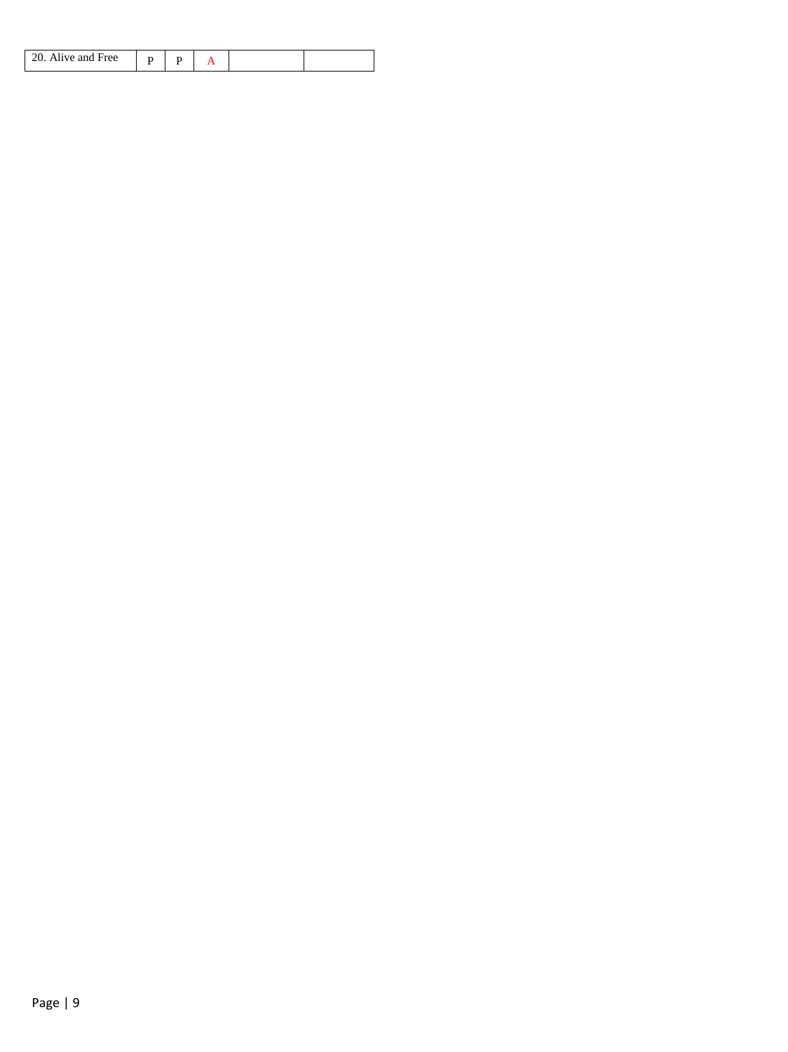| 20. Alive and Free | P | P | A | | |
| --- | --- | --- | --- | --- | --- |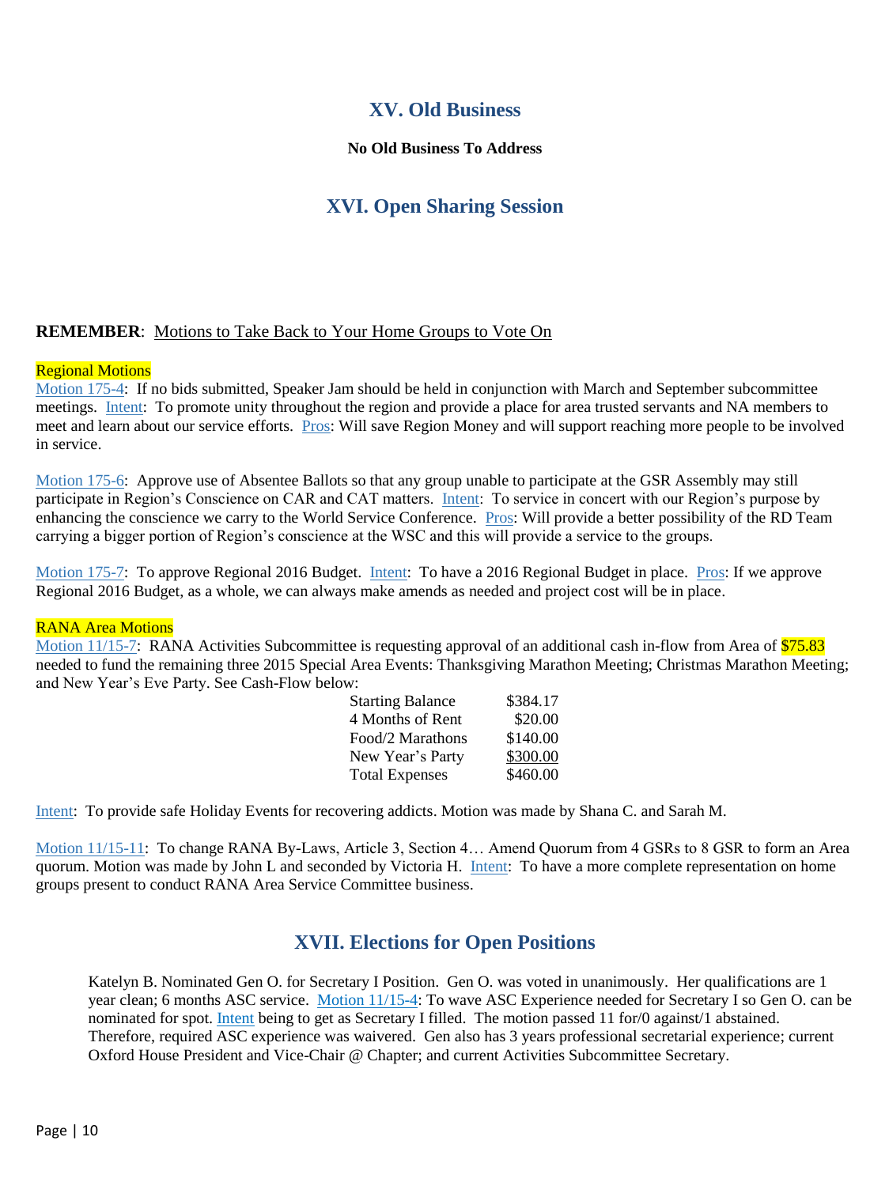## XV. Old Business

**No Old Business To Address**

## XVI. Open Sharing Session

**REMEMBER**: Motions to Take Back to Your Home Groups to Vote On

Regional Motions

Motion 175-4: If no bids submitted, Speaker Jam should be held in conjunction with March and September subcommittee meetings. Intent: To promote unity throughout the region and provide a place for area trusted servants and NA members to meet and learn about our service efforts. Pros: Will save Region Money and will support reaching more people to be involved in service.

Motion 175-6: Approve use of Absentee Ballots so that any group unable to participate at the GSR Assembly may still participate in Region's Conscience on CAR and CAT matters. Intent: To service in concert with our Region's purpose by enhancing the conscience we carry to the World Service Conference. Pros: Will provide a better possibility of the RD Team carrying a bigger portion of Region's conscience at the WSC and this will provide a service to the groups.

Motion 175-7: To approve Regional 2016 Budget. Intent: To have a 2016 Regional Budget in place. Pros: If we approve Regional 2016 Budget, as a whole, we can always make amends as needed and project cost will be in place.

RANA Area Motions

Motion 11/15-7: RANA Activities Subcommittee is requesting approval of an additional cash in-flow from Area of $75.83 needed to fund the remaining three 2015 Special Area Events: Thanksgiving Marathon Meeting; Christmas Marathon Meeting; and New Year's Eve Party. See Cash-Flow below:

| | |
|---|---|
| Starting Balance | $384.17 |
| 4 Months of Rent | $20.00 |
| Food/2 Marathons | $140.00 |
| New Year's Party | $300.00 |
| Total Expenses | $460.00 |

Intent: To provide safe Holiday Events for recovering addicts. Motion was made by Shana C. and Sarah M.

Motion 11/15-11: To change RANA By-Laws, Article 3, Section 4… Amend Quorum from 4 GSRs to 8 GSR to form an Area quorum. Motion was made by John L and seconded by Victoria H. Intent: To have a more complete representation on home groups present to conduct RANA Area Service Committee business.

## XVII. Elections for Open Positions

Katelyn B. Nominated Gen O. for Secretary I Position. Gen O. was voted in unanimously. Her qualifications are 1 year clean; 6 months ASC service. Motion 11/15-4: To wave ASC Experience needed for Secretary I so Gen O. can be nominated for spot. Intent being to get as Secretary I filled. The motion passed 11 for/0 against/1 abstained. Therefore, required ASC experience was waivered. Gen also has 3 years professional secretarial experience; current Oxford House President and Vice-Chair @ Chapter; and current Activities Subcommittee Secretary.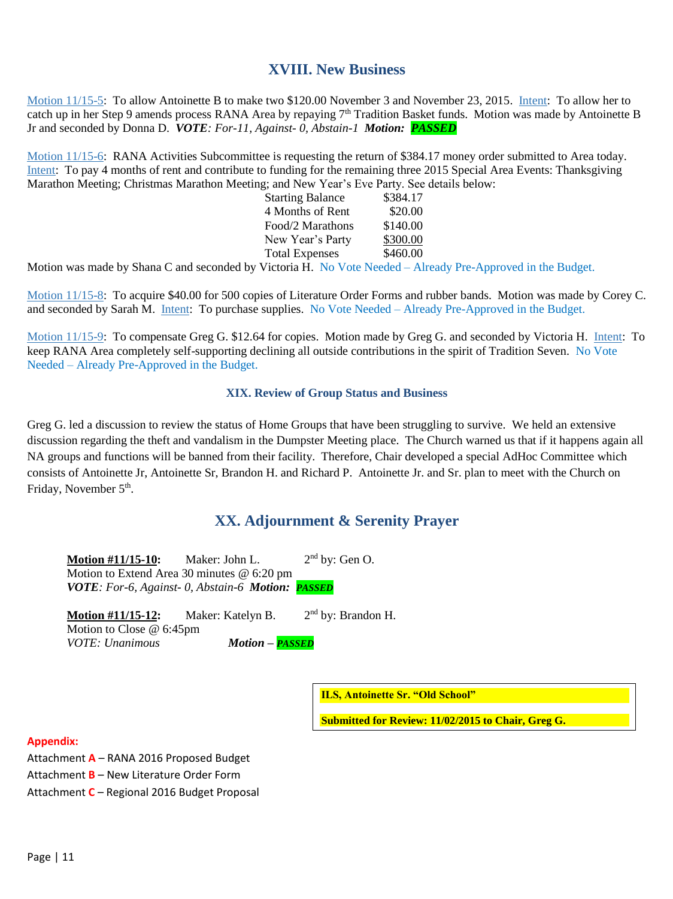## XVIII. New Business

Motion 11/15-5: To allow Antoinette B to make two $120.00 November 3 and November 23, 2015. Intent: To allow her to catch up in her Step 9 amends process RANA Area by repaying 7th Tradition Basket funds. Motion was made by Antoinette B Jr and seconded by Donna D. ***VOTE**: For-11, Against- 0, Abstain-1* ***Motion:*** ***PASSED***

Motion 11/15-6: RANA Activities Subcommittee is requesting the return of $384.17 money order submitted to Area today. Intent: To pay 4 months of rent and contribute to funding for the remaining three 2015 Special Area Events: Thanksgiving Marathon Meeting; Christmas Marathon Meeting; and New Year's Eve Party. See details below:

| | |
|---|---|
| Starting Balance | $384.17 |
| 4 Months of Rent | $20.00 |
| Food/2 Marathons | $140.00 |
| New Year's Party | $300.00 |
| Total Expenses | $460.00 |

Motion was made by Shana C and seconded by Victoria H. No Vote Needed – Already Pre-Approved in the Budget.

Motion 11/15-8: To acquire $40.00 for 500 copies of Literature Order Forms and rubber bands. Motion was made by Corey C. and seconded by Sarah M. Intent: To purchase supplies. No Vote Needed – Already Pre-Approved in the Budget.

Motion 11/15-9: To compensate Greg G. $12.64 for copies. Motion made by Greg G. and seconded by Victoria H. Intent: To keep RANA Area completely self-supporting declining all outside contributions in the spirit of Tradition Seven. No Vote Needed – Already Pre-Approved in the Budget.

### XIX. Review of Group Status and Business

Greg G. led a discussion to review the status of Home Groups that have been struggling to survive. We held an extensive discussion regarding the theft and vandalism in the Dumpster Meeting place. The Church warned us that if it happens again all NA groups and functions will be banned from their facility. Therefore, Chair developed a special AdHoc Committee which consists of Antoinette Jr, Antoinette Sr, Brandon H. and Richard P. Antoinette Jr. and Sr. plan to meet with the Church on Friday, November 5th.

## XX. Adjournment & Serenity Prayer

**Motion #11/15-10:** Maker: John L. 2nd by: Gen O.
Motion to Extend Area 30 minutes @ 6:20 pm
***VOTE**: For-6, Against- 0, Abstain-6* ***Motion:*** ***PASSED***

**Motion #11/15-12:** Maker: Katelyn B. 2nd by: Brandon H.
Motion to Close @ 6:45pm
*VOTE: Unanimous* ***Motion – PASSED***

**ILS, Antoinette Sr. "Old School"**

**Submitted for Review: 11/02/2015 to Chair, Greg G.**

**Appendix:**

Attachment **A** – RANA 2016 Proposed Budget
Attachment **B** – New Literature Order Form
Attachment **C** – Regional 2016 Budget Proposal